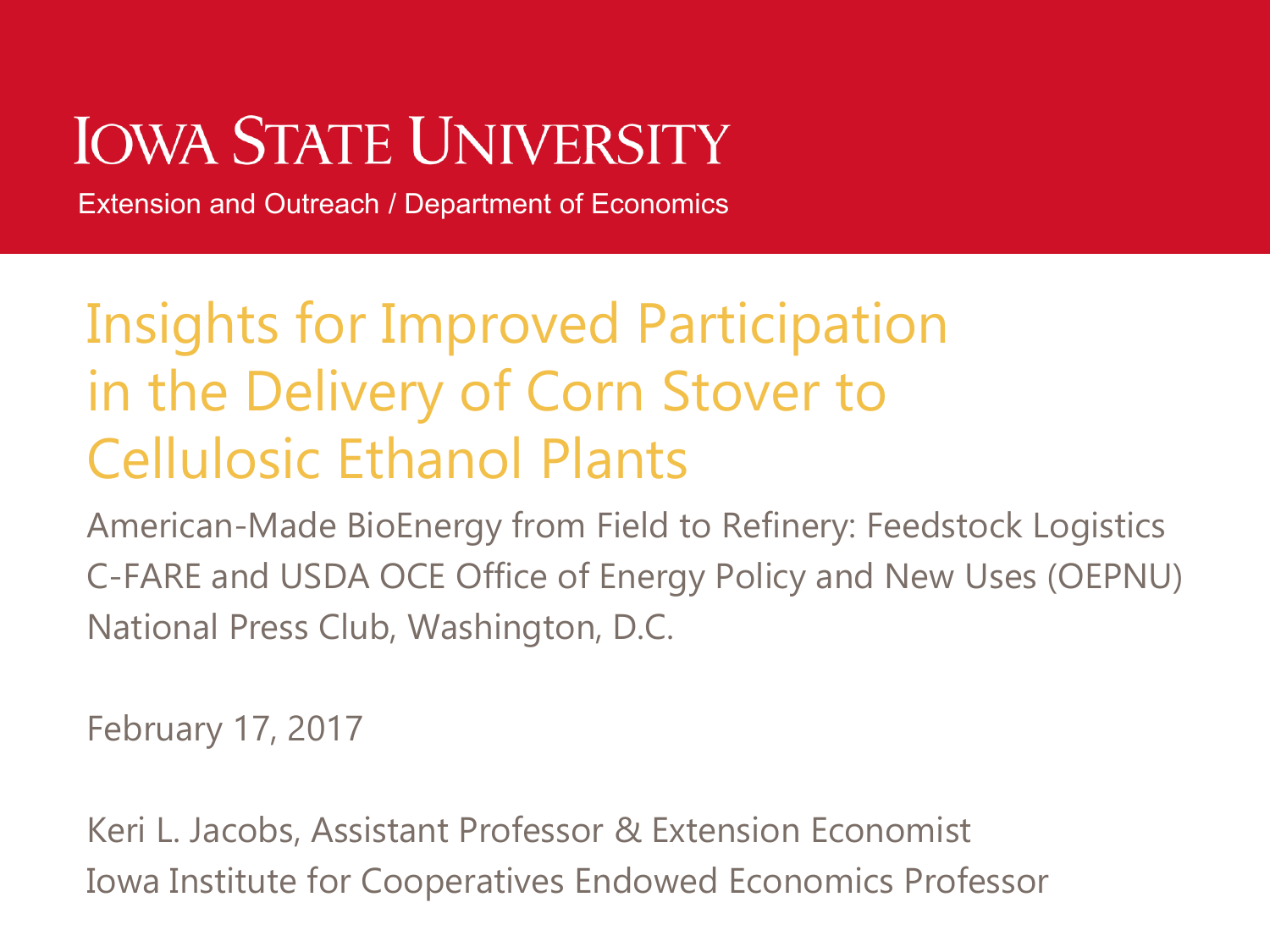Iowa State University

Extension and Outreach / Department of Economics

# Insights for Improved Participation in the Delivery of Corn Stover to Cellulosic Ethanol Plants

American-Made BioEnergy from Field to Refinery: Feedstock Logistics
C-FARE and USDA OCE Office of Energy Policy and New Uses (OEPNU)
National Press Club, Washington, D.C.

February 17, 2017

Keri L. Jacobs, Assistant Professor & Extension Economist
Iowa Institute for Cooperatives Endowed Economics Professor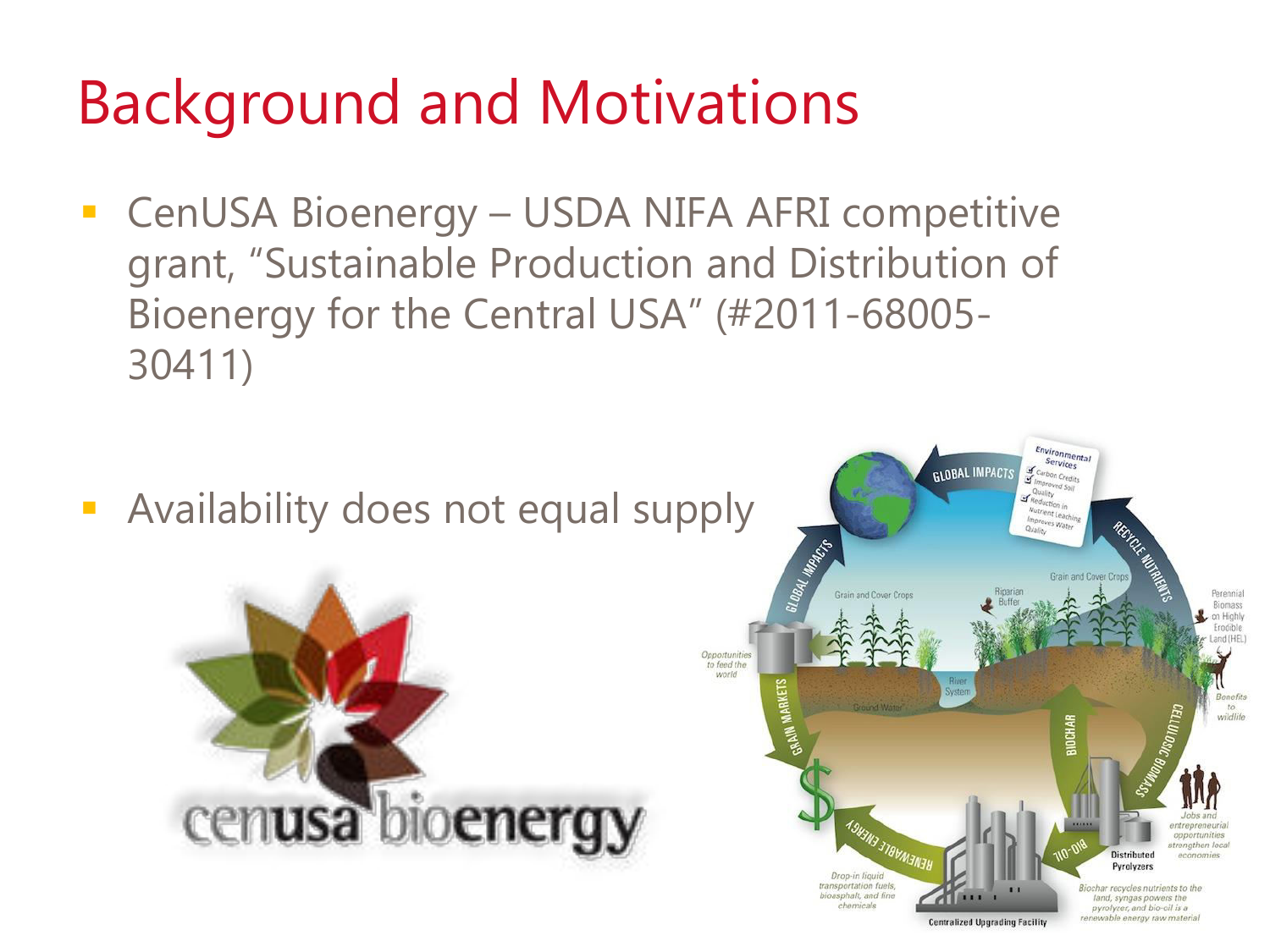# Background and Motivations

- CenUSA Bioenergy – USDA NIFA AFRI competitive grant, "Sustainable Production and Distribution of Bioenergy for the Central USA" (#2011-68005-30411)

- Availability does not equal supply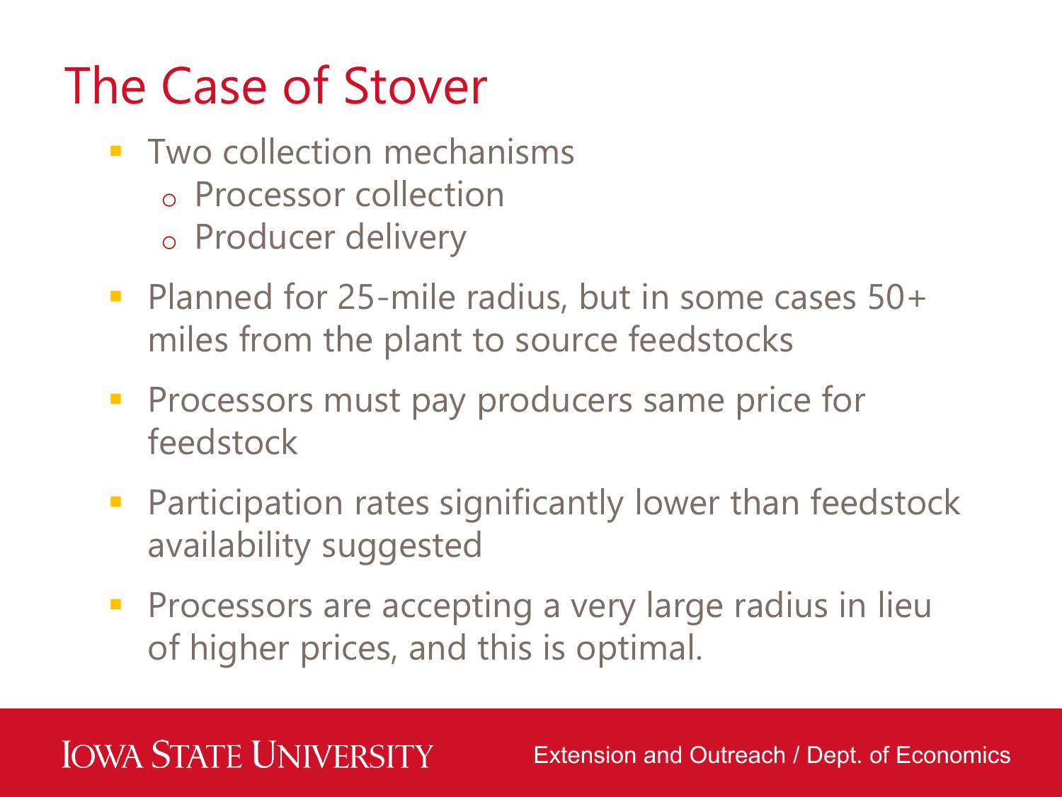# The Case of Stover

- Two collection mechanisms
  - Processor collection
  - Producer delivery
- Planned for 25-mile radius, but in some cases 50+ miles from the plant to source feedstocks
- Processors must pay producers same price for feedstock
- Participation rates significantly lower than feedstock availability suggested
- Processors are accepting a very large radius in lieu of higher prices, and this is optimal.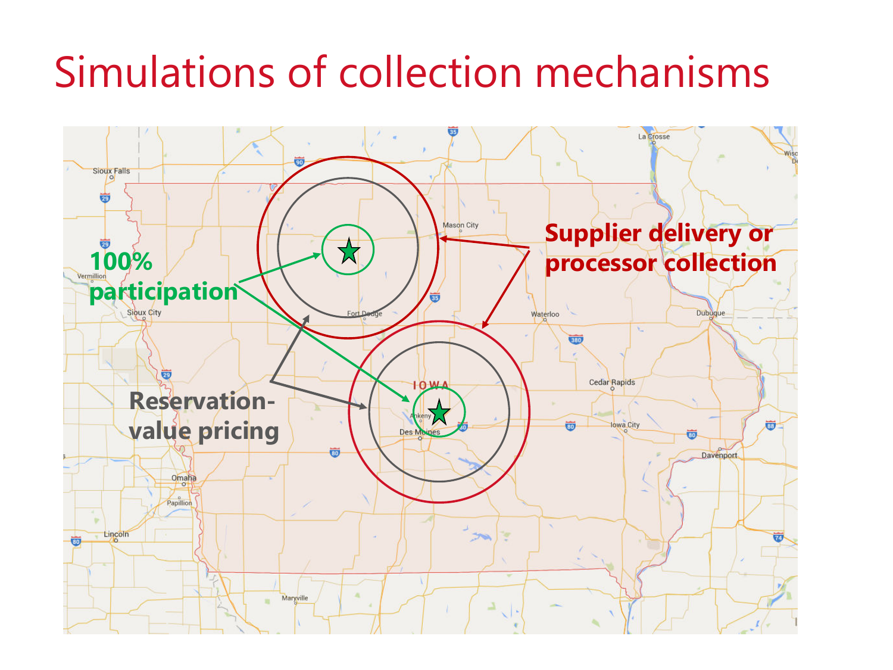# Simulations of collection mechanisms

**100% participation**

**Supplier delivery or processor collection**

**Reservation-value pricing**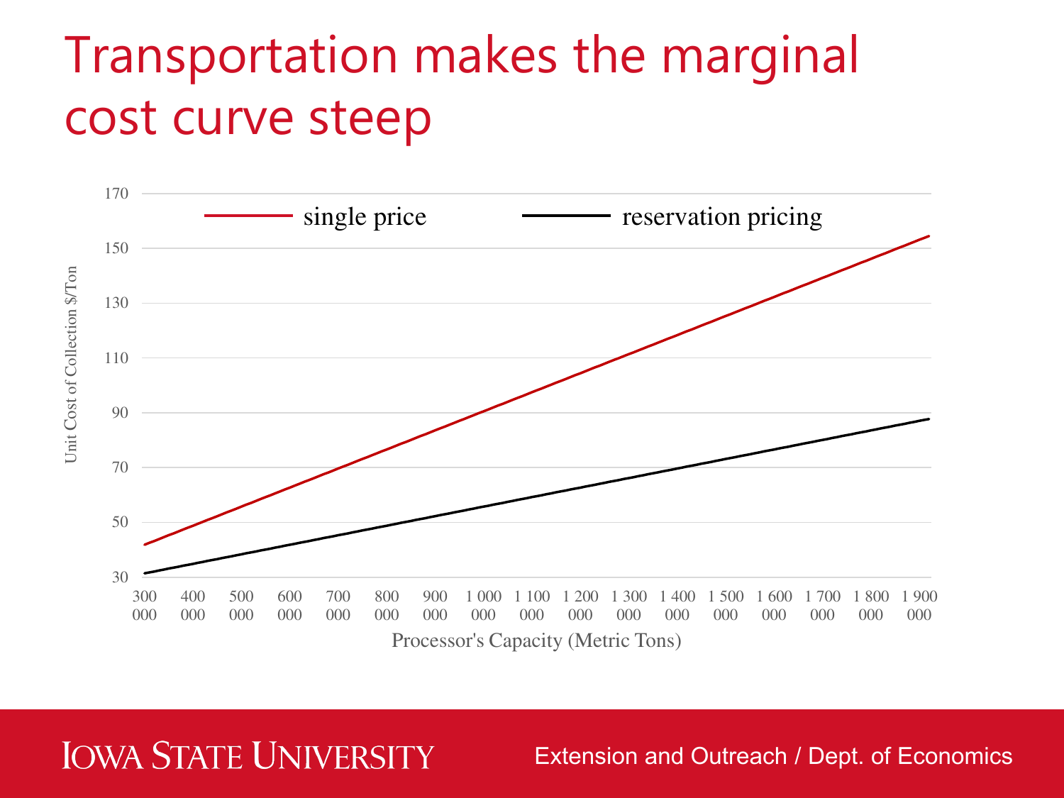# Transportation makes the marginal cost curve steep

single price

reservation pricing

Unit Cost of Collection $/Ton

170
150
130
110
90
70
50
30

300 000, 400 000, 500 000, 600 000, 700 000, 800 000, 900 000, 1 000 000, 1 100 000, 1 200 000, 1 300 000, 1 400 000, 1 500 000, 1 600 000, 1 700 000, 1 800 000, 1 900 000

Processor's Capacity (Metric Tons)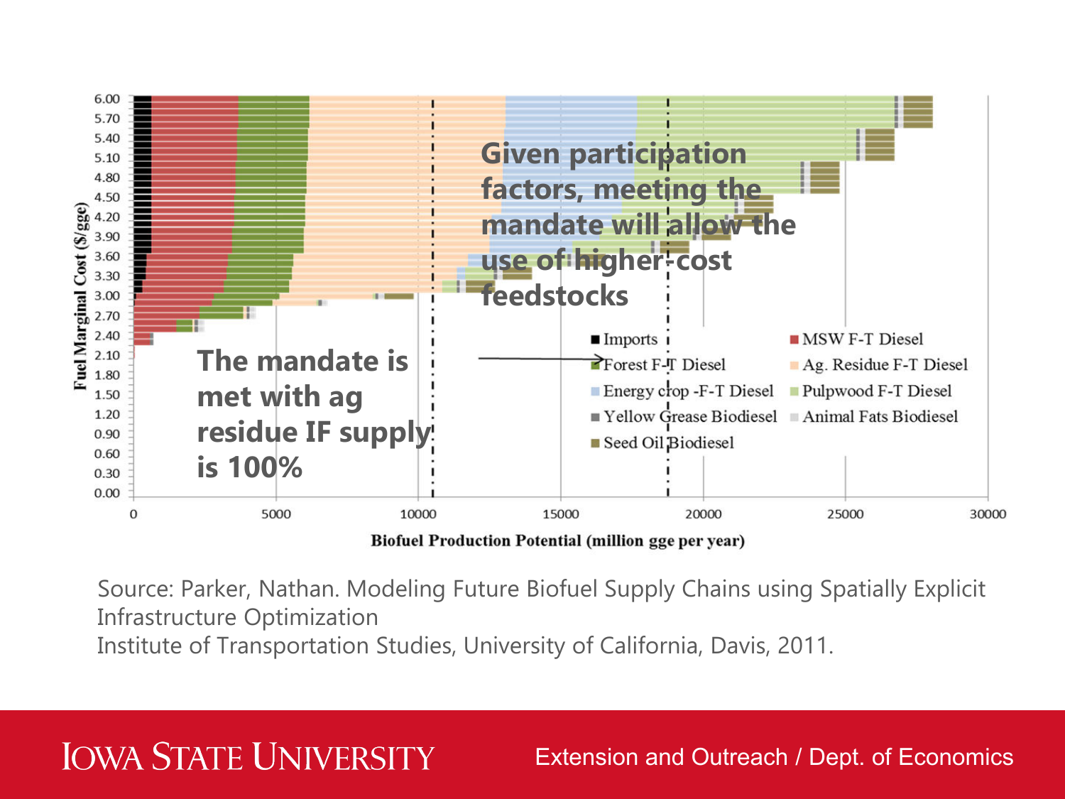Fuel Marginal Cost ($/gge)

6.00, 5.70, 5.40, 5.10, 4.80, 4.50, 4.20, 3.90, 3.60, 3.30, 3.00, 2.70, 2.40, 2.10, 1.80, 1.50, 1.20, 0.90, 0.60, 0.30, 0.00

0, 5000, 10000, 15000, 20000, 25000, 30000

Biofuel Production Potential (million gge per year)

**Given participation factors, meeting the mandate will allow the use of higher-cost feedstocks**

**The mandate is met with ag residue IF supply is 100%**

- Imports
- MSW F-T Diesel
- Forest F-T Diesel
- Ag. Residue F-T Diesel
- Energy crop -F-T Diesel
- Pulpwood F-T Diesel
- Yellow Grease Biodiesel
- Animal Fats Biodiesel
- Seed Oil Biodiesel

Source: Parker, Nathan. Modeling Future Biofuel Supply Chains using Spatially Explicit Infrastructure Optimization
Institute of Transportation Studies, University of California, Davis, 2011.

IOWA STATE UNIVERSITY Extension and Outreach / Dept. of Economics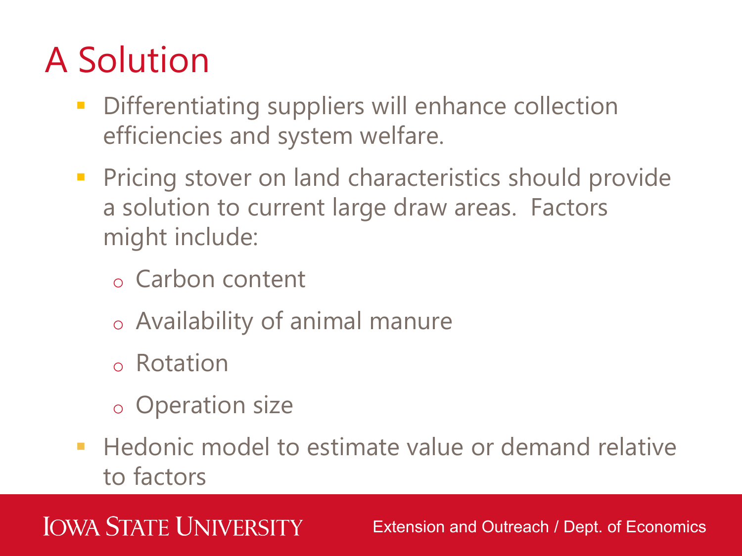# A Solution

- Differentiating suppliers will enhance collection efficiencies and system welfare.
- Pricing stover on land characteristics should provide a solution to current large draw areas. Factors might include:
  - Carbon content
  - Availability of animal manure
  - Rotation
  - Operation size
- Hedonic model to estimate value or demand relative to factors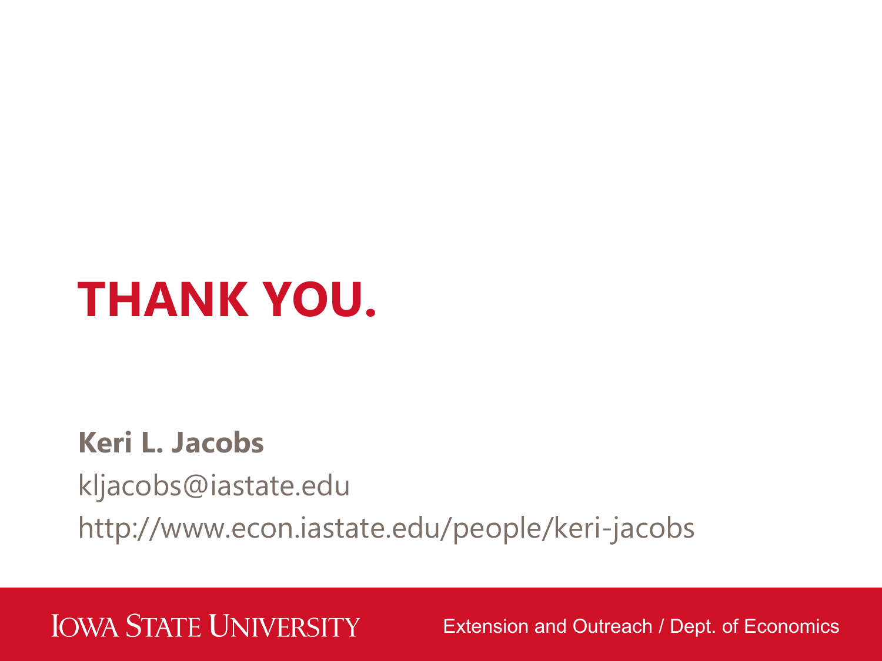# THANK YOU.

**Keri L. Jacobs**

kljacobs@iastate.edu

http://www.econ.iastate.edu/people/keri-jacobs